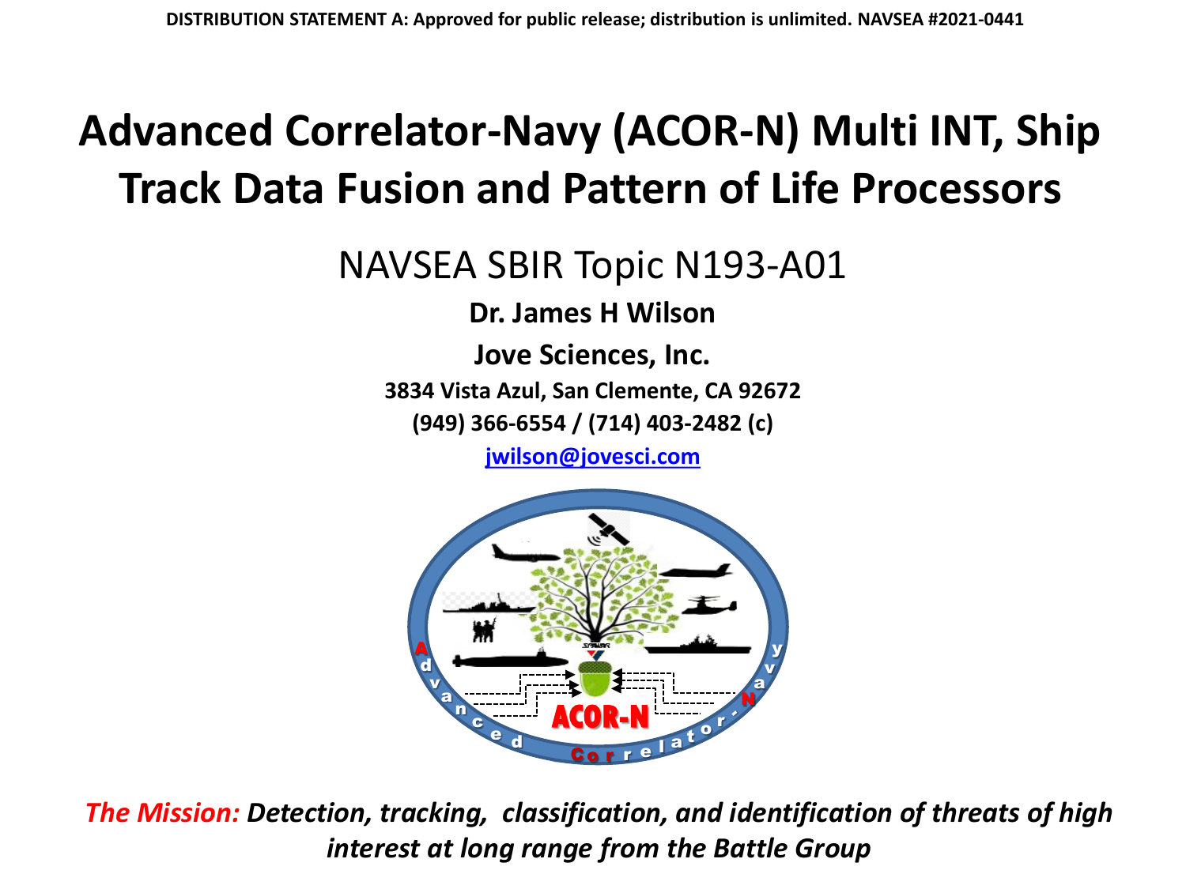**DISTRIBUTION STATEMENT A: Approved for public release; distribution is unlimited. NAVSEA #2021-0441**

# Advanced Correlator-Navy (ACOR-N) Multi INT, Ship Track Data Fusion and Pattern of Life Processors

## NAVSEA SBIR Topic N193-A01

**Dr. James H Wilson**

**Jove Sciences, Inc.**

**3834 Vista Azul, San Clemente, CA 92672**

**(949) 366-6554 / (714) 403-2482 (c)**

**jwilson@jovesci.com**

***The Mission:* Detection, tracking, classification, and identification of threats of high interest at long range from the Battle Group**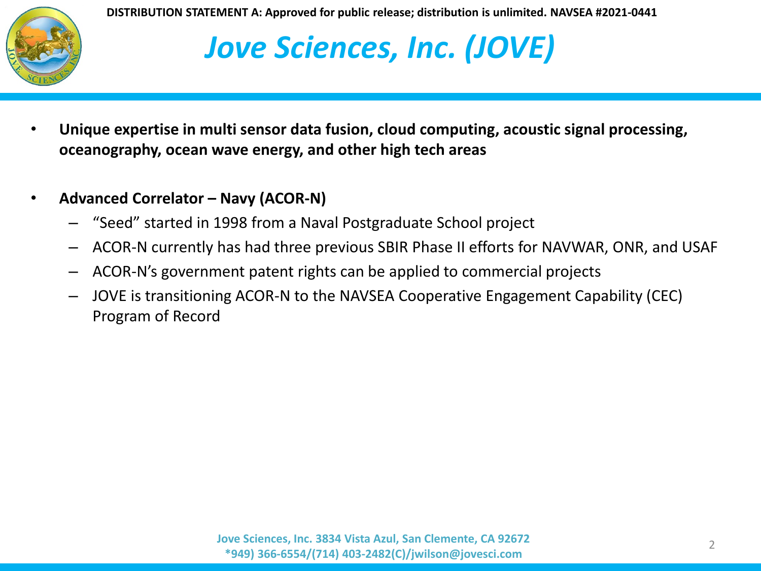DISTRIBUTION STATEMENT A: Approved for public release; distribution is unlimited. NAVSEA #2021-0441

# *Jove Sciences, Inc. (JOVE)*

- **Unique expertise in multi sensor data fusion, cloud computing, acoustic signal processing, oceanography, ocean wave energy, and other high tech areas**
- **Advanced Correlator – Navy (ACOR-N)**
  - "Seed" started in 1998 from a Naval Postgraduate School project
  - ACOR-N currently has had three previous SBIR Phase II efforts for NAVWAR, ONR, and USAF
  - ACOR-N's government patent rights can be applied to commercial projects
  - JOVE is transitioning ACOR-N to the NAVSEA Cooperative Engagement Capability (CEC) Program of Record

Jove Sciences, Inc. 3834 Vista Azul, San Clemente, CA 92672
*949) 366-6554/(714) 403-2482(C)/jwilson@jovesci.com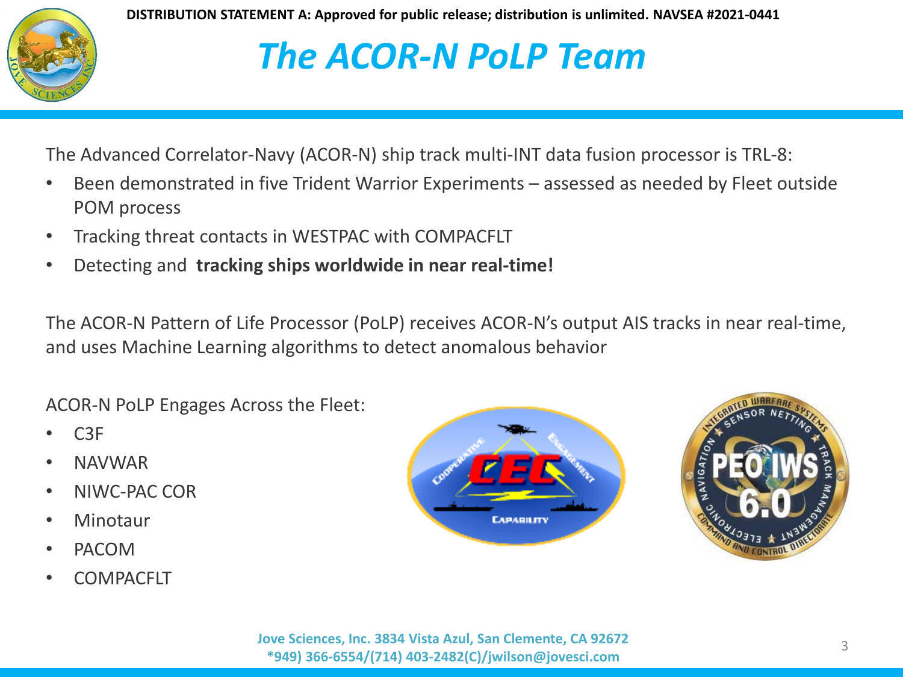DISTRIBUTION STATEMENT A: Approved for public release; distribution is unlimited. NAVSEA #2021-0441

# *The ACOR-N PoLP Team*

The Advanced Correlator-Navy (ACOR-N) ship track multi-INT data fusion processor is TRL-8:

- Been demonstrated in five Trident Warrior Experiments – assessed as needed by Fleet outside POM process
- Tracking threat contacts in WESTPAC with COMPACFLT
- Detecting and **tracking ships worldwide in near real-time!**

The ACOR-N Pattern of Life Processor (PoLP) receives ACOR-N's output AIS tracks in near real-time, and uses Machine Learning algorithms to detect anomalous behavior

ACOR-N PoLP Engages Across the Fleet:

- C3F
- NAVWAR
- NIWC-PAC COR
- Minotaur
- PACOM
- COMPACFLT

**Jove Sciences, Inc. 3834 Vista Azul, San Clemente, CA 92672**
**\*949) 366-6554/(714) 403-2482(C)/jwilson@jovesci.com**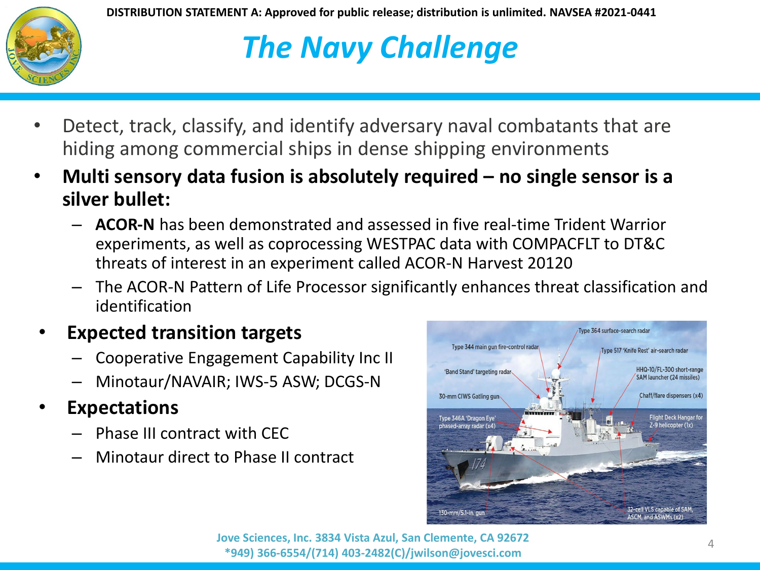DISTRIBUTION STATEMENT A: Approved for public release; distribution is unlimited. NAVSEA #2021-0441

# *The Navy Challenge*

- Detect, track, classify, and identify adversary naval combatants that are hiding among commercial ships in dense shipping environments
- **Multi sensory data fusion is absolutely required – no single sensor is a silver bullet:**
  - **ACOR-N** has been demonstrated and assessed in five real-time Trident Warrior experiments, as well as coprocessing WESTPAC data with COMPACFLT to DT&C threats of interest in an experiment called ACOR-N Harvest 20120
  - The ACOR-N Pattern of Life Processor significantly enhances threat classification and identification
- **Expected transition targets**
  - Cooperative Engagement Capability Inc II
  - Minotaur/NAVAIR; IWS-5 ASW; DCGS-N
- **Expectations**
  - Phase III contract with CEC
  - Minotaur direct to Phase II contract

Jove Sciences, Inc. 3834 Vista Azul, San Clemente, CA 92672
*949) 366-6554/(714) 403-2482(C)/jwilson@jovesci.com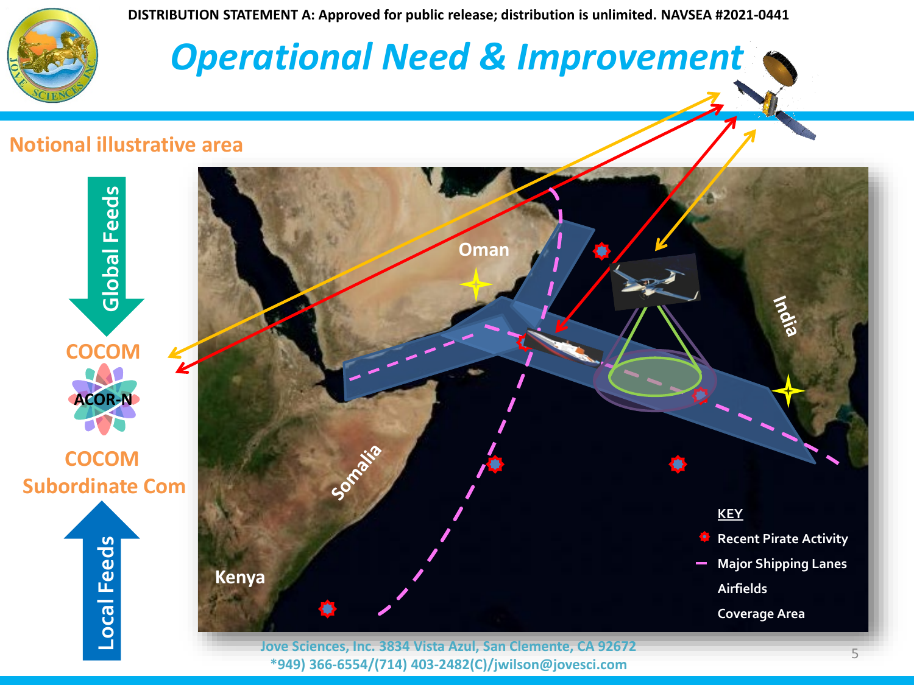DISTRIBUTION STATEMENT A: Approved for public release; distribution is unlimited. NAVSEA #2021-0441

# Operational Need & Improvement

## Notional illustrative area

Global Feeds

COCOM

ACOR-N

COCOM Subordinate Com

Local Feeds

Oman

India

Somalia

Kenya

KEY

- Recent Pirate Activity
- Major Shipping Lanes
- Airfields
- Coverage Area

Jove Sciences, Inc. 3834 Vista Azul, San Clemente, CA 92672
*949) 366-6554/(714) 403-2482(C)/jwilson@jovesci.com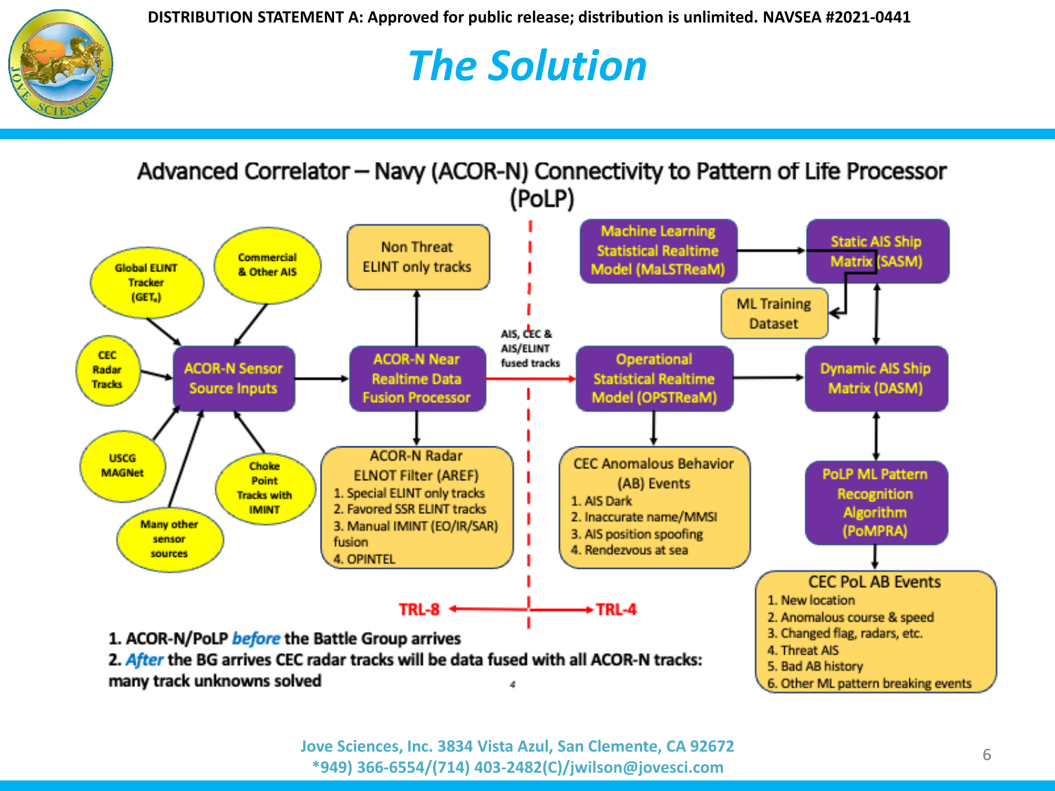DISTRIBUTION STATEMENT A: Approved for public release; distribution is unlimited. NAVSEA #2021-0441

# *The Solution*

## Advanced Correlator – Navy (ACOR-N) Connectivity to Pattern of Life Processor (PoLP)

- Global ELINT Tracker (GET$_s$)
- Commercial & Other AIS
- CEC Radar Tracks
- USCG MAGNet
- Many other sensor sources
- Choke Point Tracks with IMINT

ACOR-N Sensor Source Inputs → ACOR-N Near Realtime Data Fusion Processor

Non Threat ELINT only tracks

ACOR-N Radar ELNOT Filter (AREF)

1. Special ELINT only tracks
2. Favored SSR ELINT tracks
3. Manual IMINT (EO/IR/SAR) fusion
4. OPINTEL

AIS, CEC & AIS/ELINT fused tracks → Operational Statistical Realtime Model (OPSTReaM)

CEC Anomalous Behavior (AB) Events

1. AIS Dark
2. Inaccurate name/MMSI
3. AIS position spoofing
4. Rendezvous at sea

Machine Learning Statistical Realtime Model (MaLSTReaM) → Static AIS Ship Matrix (SASM)

ML Training Dataset

Dynamic AIS Ship Matrix (DASM)

PoLP ML Pattern Recognition Algorithm (PoMPRA)

CEC PoL AB Events

1. New location
2. Anomalous course & speed
3. Changed flag, radars, etc.
4. Threat AIS
5. Bad AB history
6. Other ML pattern breaking events

TRL-8 ← → TRL-4

1. ACOR-N/PoLP *before* the Battle Group arrives
2. *After* the BG arrives CEC radar tracks will be data fused with all ACOR-N tracks: many track unknowns solved

Jove Sciences, Inc. 3834 Vista Azul, San Clemente, CA 92672
*949) 366-6554/(714) 403-2482(C)/jwilson@jovesci.com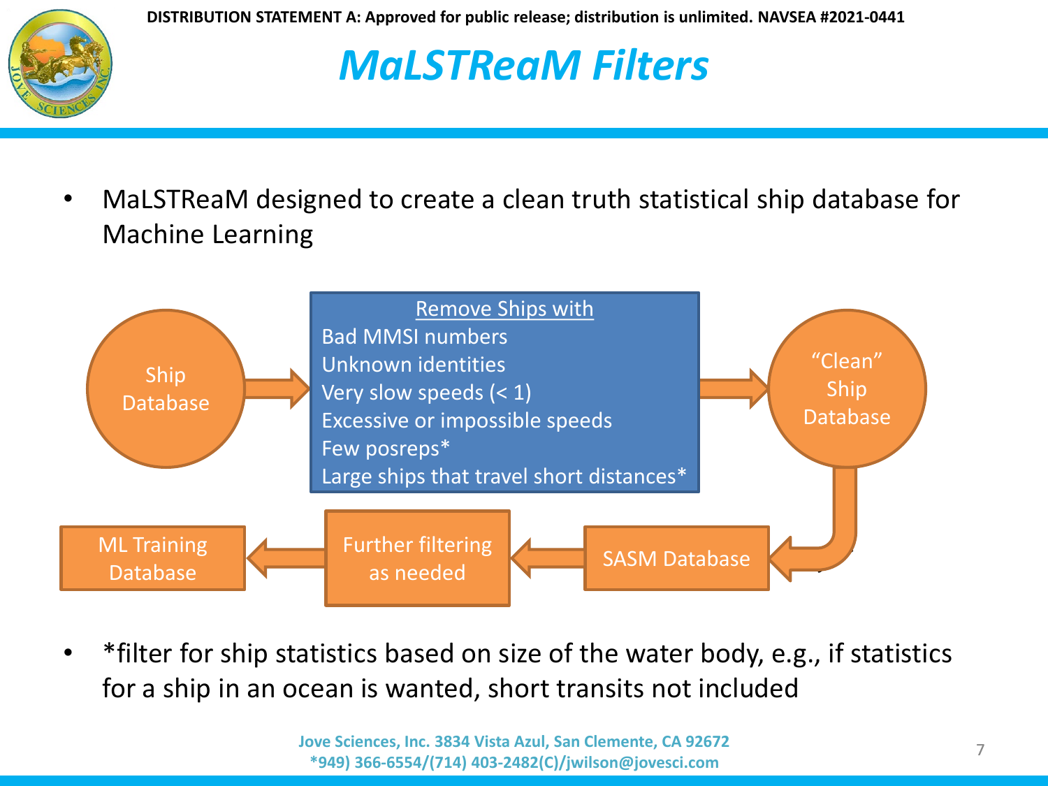DISTRIBUTION STATEMENT A: Approved for public release; distribution is unlimited. NAVSEA #2021-0441

# *MaLSTReaM Filters*

- MaLSTReaM designed to create a clean truth statistical ship database for Machine Learning

Ship Database → Remove Ships with:

- Bad MMSI numbers
- Unknown identities
- Very slow speeds (< 1)
- Excessive or impossible speeds
- Few posreps*
- Large ships that travel short distances*

→ "Clean" Ship Database → SASM Database → Further filtering as needed → ML Training Database

- *filter for ship statistics based on size of the water body, e.g., if statistics for a ship in an ocean is wanted, short transits not included

Jove Sciences, Inc. 3834 Vista Azul, San Clemente, CA 92672
*949) 366-6554/(714) 403-2482(C)/jwilson@jovesci.com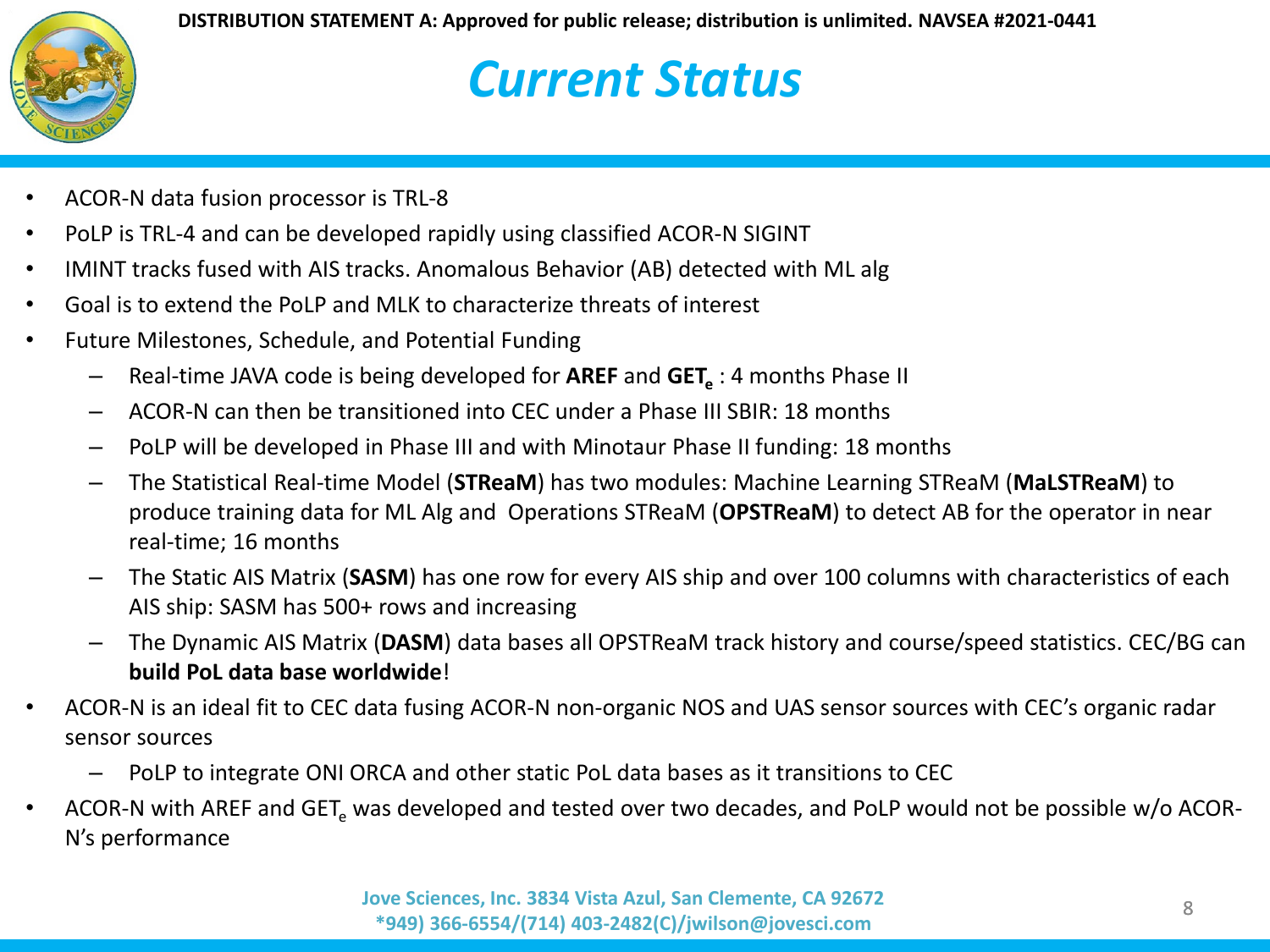DISTRIBUTION STATEMENT A: Approved for public release; distribution is unlimited. NAVSEA #2021-0441

# Current Status

- ACOR-N data fusion processor is TRL-8
- PoLP is TRL-4 and can be developed rapidly using classified ACOR-N SIGINT
- IMINT tracks fused with AIS tracks. Anomalous Behavior (AB) detected with ML alg
- Goal is to extend the PoLP and MLK to characterize threats of interest
- Future Milestones, Schedule, and Potential Funding
  - Real-time JAVA code is being developed for **AREF** and **GET$_e$** : 4 months Phase II
  - ACOR-N can then be transitioned into CEC under a Phase III SBIR: 18 months
  - PoLP will be developed in Phase III and with Minotaur Phase II funding: 18 months
  - The Statistical Real-time Model (**STReaM**) has two modules: Machine Learning STReaM (**MaLSTReaM**) to produce training data for ML Alg and Operations STReaM (**OPSTReaM**) to detect AB for the operator in near real-time; 16 months
  - The Static AIS Matrix (**SASM**) has one row for every AIS ship and over 100 columns with characteristics of each AIS ship: SASM has 500+ rows and increasing
  - The Dynamic AIS Matrix (**DASM**) data bases all OPSTReaM track history and course/speed statistics. CEC/BG can **build PoL data base worldwide**!
- ACOR-N is an ideal fit to CEC data fusing ACOR-N non-organic NOS and UAS sensor sources with CEC's organic radar sensor sources
  - PoLP to integrate ONI ORCA and other static PoL data bases as it transitions to CEC
- ACOR-N with AREF and GET$_e$ was developed and tested over two decades, and PoLP would not be possible w/o ACOR-N's performance

Jove Sciences, Inc. 3834 Vista Azul, San Clemente, CA 92672
*949) 366-6554/(714) 403-2482(C)/jwilson@jovesci.com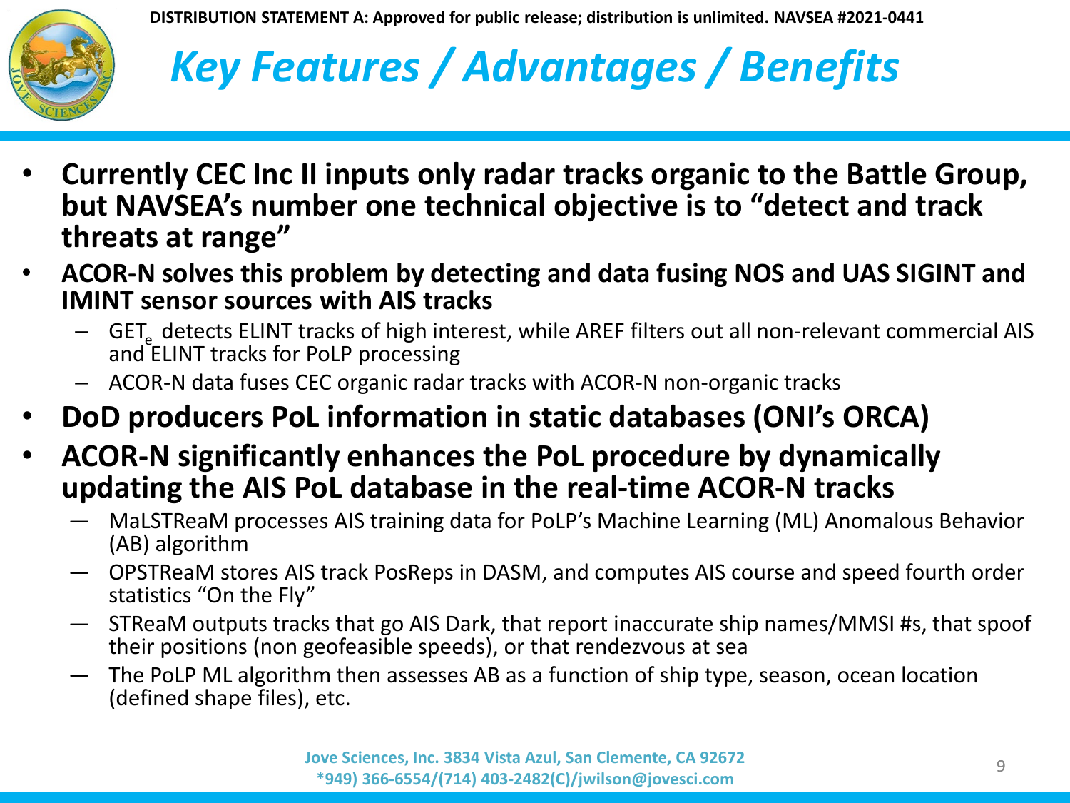# Key Features / Advantages / Benefits

- **Currently CEC Inc II inputs only radar tracks organic to the Battle Group, but NAVSEA's number one technical objective is to "detect and track threats at range"**
- **ACOR-N solves this problem by detecting and data fusing NOS and UAS SIGINT and IMINT sensor sources with AIS tracks**
  - $GET_e$ detects ELINT tracks of high interest, while AREF filters out all non-relevant commercial AIS and ELINT tracks for PoLP processing
  - ACOR-N data fuses CEC organic radar tracks with ACOR-N non-organic tracks
- **DoD producers PoL information in static databases (ONI's ORCA)**
- **ACOR-N significantly enhances the PoL procedure by dynamically updating the AIS PoL database in the real-time ACOR-N tracks**
  - MaLSTReaM processes AIS training data for PoLP's Machine Learning (ML) Anomalous Behavior (AB) algorithm
  - OPSTReaM stores AIS track PosReps in DASM, and computes AIS course and speed fourth order statistics "On the Fly"
  - STReaM outputs tracks that go AIS Dark, that report inaccurate ship names/MMSI #s, that spoof their positions (non geofeasible speeds), or that rendezvous at sea
  - The PoLP ML algorithm then assesses AB as a function of ship type, season, ocean location (defined shape files), etc.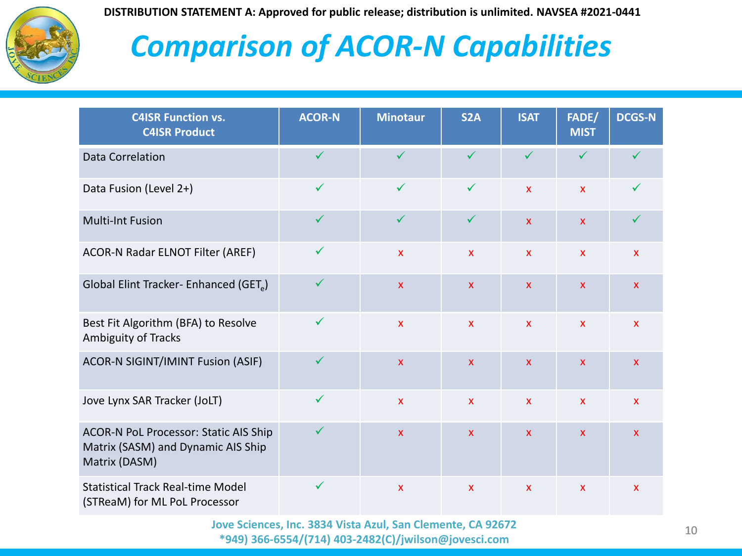DISTRIBUTION STATEMENT A: Approved for public release; distribution is unlimited. NAVSEA #2021-0441

# Comparison of ACOR-N Capabilities

| C4ISR Function vs. C4ISR Product | ACOR-N | Minotaur | S2A | ISAT | FADE/ MIST | DCGS-N |
|---|---|---|---|---|---|---|
| Data Correlation | ✓ | ✓ | ✓ | ✓ | ✓ | ✓ |
| Data Fusion (Level 2+) | ✓ | ✓ | ✓ | x | x | ✓ |
| Multi-Int Fusion | ✓ | ✓ | ✓ | x | x | ✓ |
| ACOR-N Radar ELNOT Filter (AREF) | ✓ | x | x | x | x | x |
| Global Elint Tracker- Enhanced ($GET_e$) | ✓ | x | x | x | x | x |
| Best Fit Algorithm (BFA) to Resolve Ambiguity of Tracks | ✓ | x | x | x | x | x |
| ACOR-N SIGINT/IMINT Fusion (ASIF) | ✓ | x | x | x | x | x |
| Jove Lynx SAR Tracker (JoLT) | ✓ | x | x | x | x | x |
| ACOR-N PoL Processor: Static AIS Ship Matrix (SASM) and Dynamic AIS Ship Matrix (DASM) | ✓ | x | x | x | x | x |
| Statistical Track Real-time Model (STReaM) for ML PoL Processor | ✓ | x | x | x | x | x |

Jove Sciences, Inc. 3834 Vista Azul, San Clemente, CA 92672
*949) 366-6554/(714) 403-2482(C)/jwilson@jovesci.com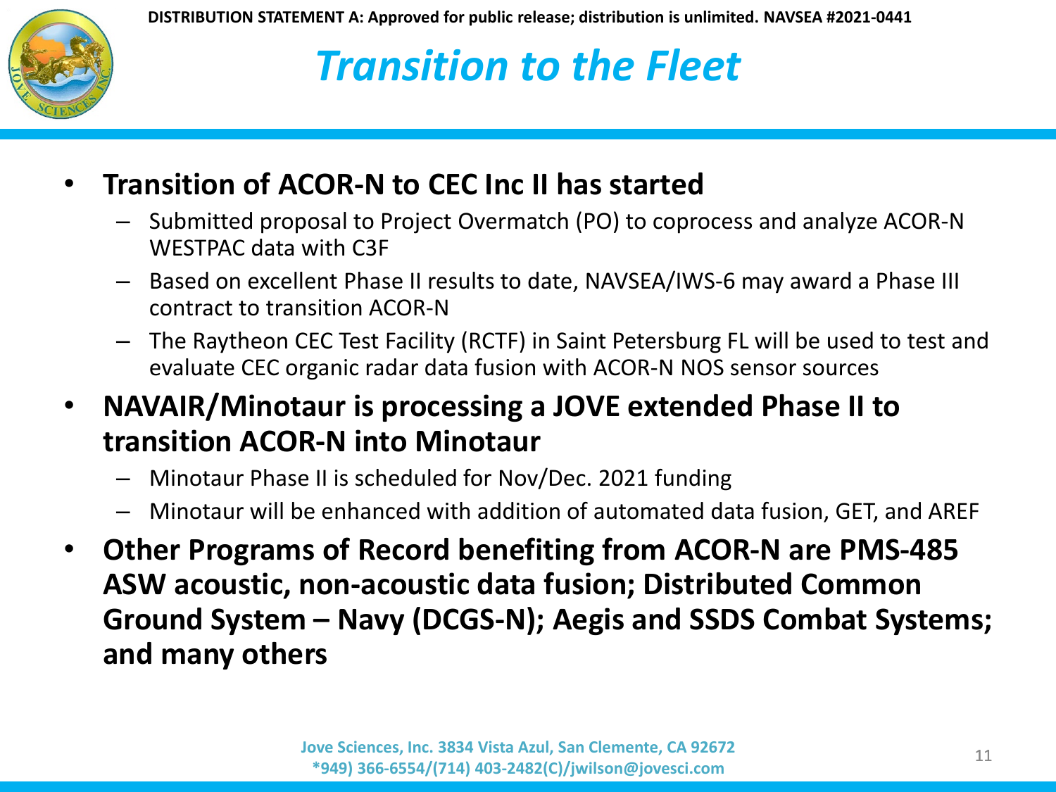DISTRIBUTION STATEMENT A: Approved for public release; distribution is unlimited. NAVSEA #2021-0441

# *Transition to the Fleet*

- **Transition of ACOR-N to CEC Inc II has started**
  - Submitted proposal to Project Overmatch (PO) to coprocess and analyze ACOR-N WESTPAC data with C3F
  - Based on excellent Phase II results to date, NAVSEA/IWS-6 may award a Phase III contract to transition ACOR-N
  - The Raytheon CEC Test Facility (RCTF) in Saint Petersburg FL will be used to test and evaluate CEC organic radar data fusion with ACOR-N NOS sensor sources
- **NAVAIR/Minotaur is processing a JOVE extended Phase II to transition ACOR-N into Minotaur**
  - Minotaur Phase II is scheduled for Nov/Dec. 2021 funding
  - Minotaur will be enhanced with addition of automated data fusion, GET, and AREF
- **Other Programs of Record benefiting from ACOR-N are PMS-485 ASW acoustic, non-acoustic data fusion; Distributed Common Ground System – Navy (DCGS-N); Aegis and SSDS Combat Systems; and many others**

Jove Sciences, Inc. 3834 Vista Azul, San Clemente, CA 92672
*949) 366-6554/(714) 403-2482(C)/jwilson@jovesci.com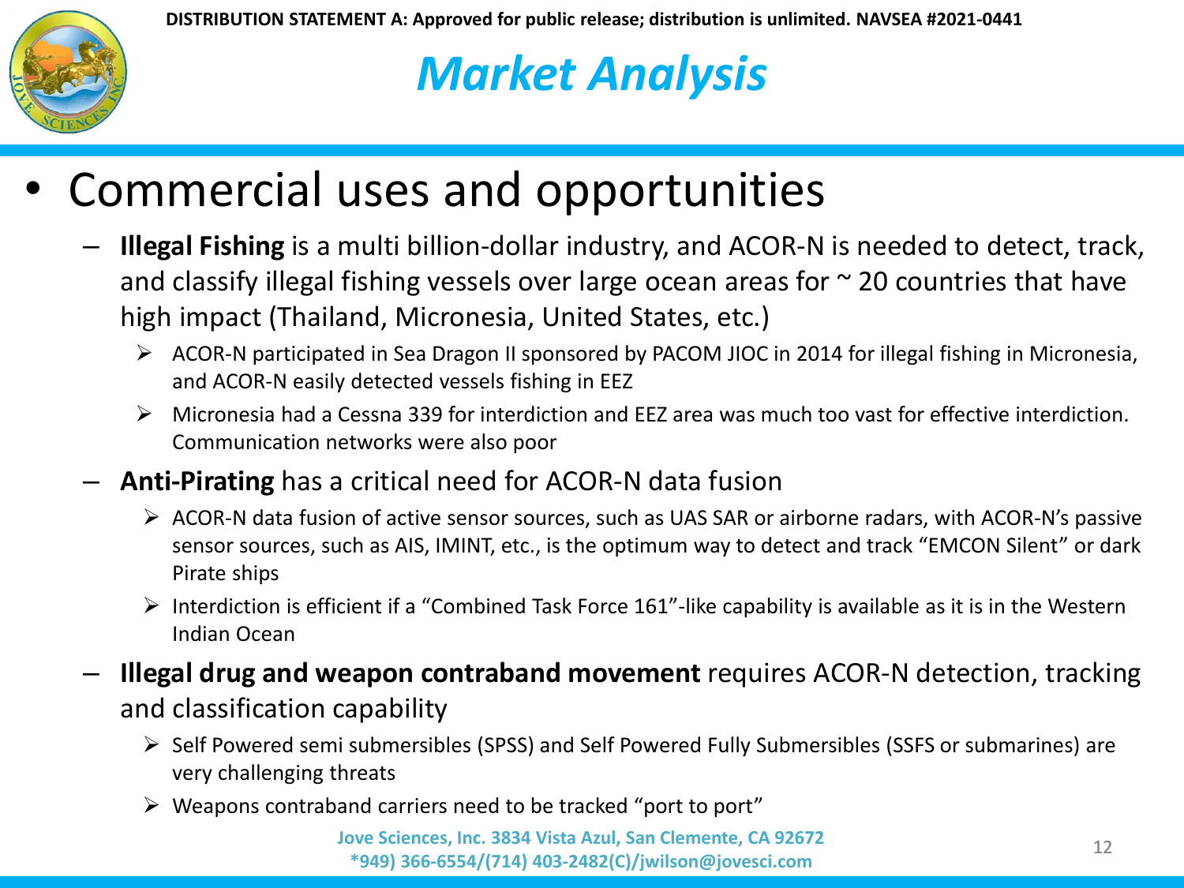**DISTRIBUTION STATEMENT A: Approved for public release; distribution is unlimited. NAVSEA #2021-0441**

# *Market Analysis*

- Commercial uses and opportunities
  - **Illegal Fishing** is a multi billion-dollar industry, and ACOR-N is needed to detect, track, and classify illegal fishing vessels over large ocean areas for ~ 20 countries that have high impact (Thailand, Micronesia, United States, etc.)
    - ACOR-N participated in Sea Dragon II sponsored by PACOM JIOC in 2014 for illegal fishing in Micronesia, and ACOR-N easily detected vessels fishing in EEZ
    - Micronesia had a Cessna 339 for interdiction and EEZ area was much too vast for effective interdiction. Communication networks were also poor
  - **Anti-Pirating** has a critical need for ACOR-N data fusion
    - ACOR-N data fusion of active sensor sources, such as UAS SAR or airborne radars, with ACOR-N's passive sensor sources, such as AIS, IMINT, etc., is the optimum way to detect and track "EMCON Silent" or dark Pirate ships
    - Interdiction is efficient if a "Combined Task Force 161"-like capability is available as it is in the Western Indian Ocean
  - **Illegal drug and weapon contraband movement** requires ACOR-N detection, tracking and classification capability
    - Self Powered semi submersibles (SPSS) and Self Powered Fully Submersibles (SSFS or submarines) are very challenging threats
    - Weapons contraband carriers need to be tracked "port to port"

Jove Sciences, Inc. 3834 Vista Azul, San Clemente, CA 92672
*949) 366-6554/(714) 403-2482(C)/jwilson@jovesci.com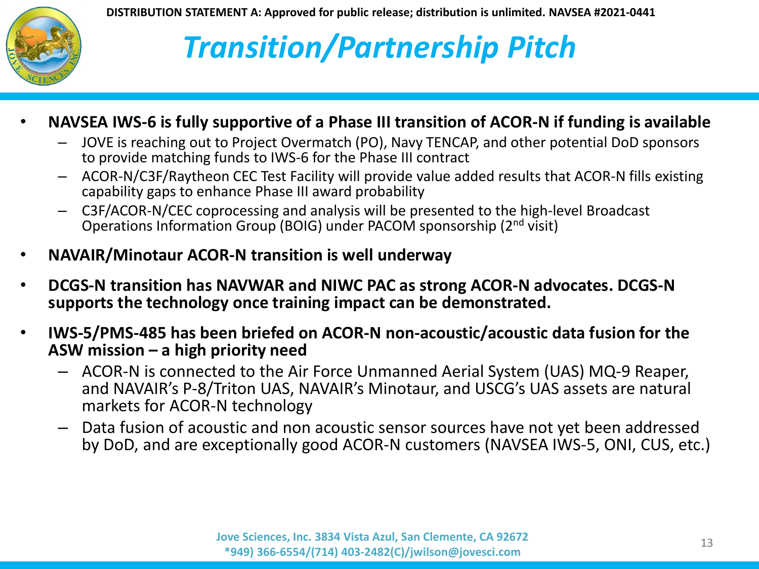DISTRIBUTION STATEMENT A: Approved for public release; distribution is unlimited. NAVSEA #2021-0441

# *Transition/Partnership Pitch*

- **NAVSEA IWS-6 is fully supportive of a Phase III transition of ACOR-N if funding is available**
  - JOVE is reaching out to Project Overmatch (PO), Navy TENCAP, and other potential DoD sponsors to provide matching funds to IWS-6 for the Phase III contract
  - ACOR-N/C3F/Raytheon CEC Test Facility will provide value added results that ACOR-N fills existing capability gaps to enhance Phase III award probability
  - C3F/ACOR-N/CEC coprocessing and analysis will be presented to the high-level Broadcast Operations Information Group (BOIG) under PACOM sponsorship (2nd visit)
- **NAVAIR/Minotaur ACOR-N transition is well underway**
- **DCGS-N transition has NAVWAR and NIWC PAC as strong ACOR-N advocates. DCGS-N supports the technology once training impact can be demonstrated.**
- **IWS-5/PMS-485 has been briefed on ACOR-N non-acoustic/acoustic data fusion for the ASW mission – a high priority need**
  - ACOR-N is connected to the Air Force Unmanned Aerial System (UAS) MQ-9 Reaper, and NAVAIR's P-8/Triton UAS, NAVAIR's Minotaur, and USCG's UAS assets are natural markets for ACOR-N technology
  - Data fusion of acoustic and non acoustic sensor sources have not yet been addressed by DoD, and are exceptionally good ACOR-N customers (NAVSEA IWS-5, ONI, CUS, etc.)

Jove Sciences, Inc. 3834 Vista Azul, San Clemente, CA 92672
*949) 366-6554/(714) 403-2482(C)/jwilson@jovesci.com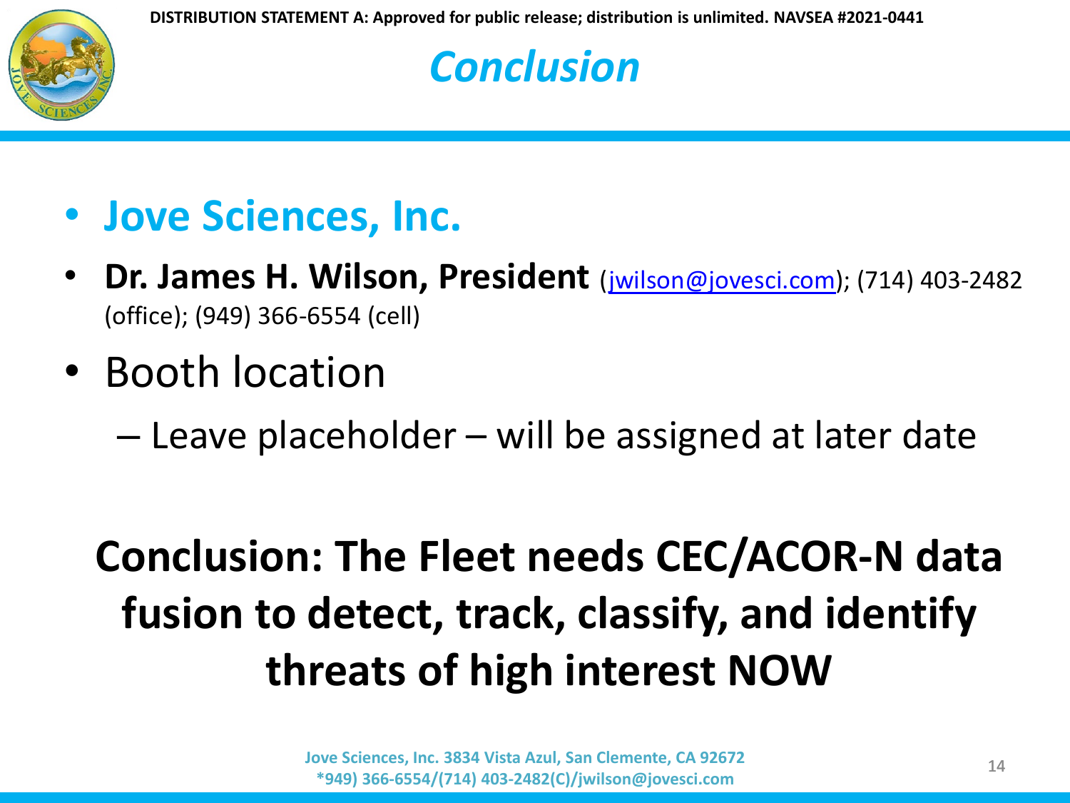DISTRIBUTION STATEMENT A: Approved for public release; distribution is unlimited. NAVSEA #2021-0441

# Conclusion

- **Jove Sciences, Inc.**
- **Dr. James H. Wilson, President** (jwilson@jovesci.com); (714) 403-2482 (office); (949) 366-6554 (cell)
- Booth location
  - – Leave placeholder – will be assigned at later date

**Conclusion: The Fleet needs CEC/ACOR-N data fusion to detect, track, classify, and identify threats of high interest NOW**

Jove Sciences, Inc. 3834 Vista Azul, San Clemente, CA 92672
*949) 366-6554/(714) 403-2482(C)/jwilson@jovesci.com